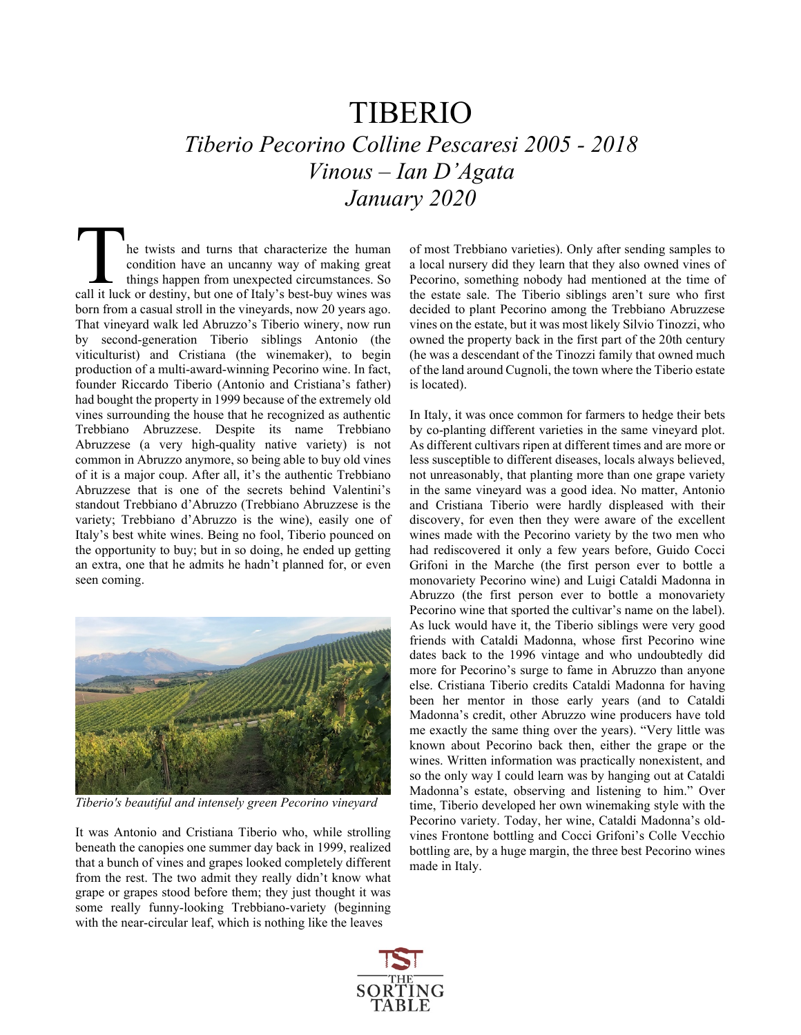# TIBERIO

*Tiberio Pecorino Colline Pescaresi 2005 - 2018*
*Vinous – Ian D'Agata*
*January 2020*

The twists and turns that characterize the human condition have an uncanny way of making great things happen from unexpected circumstances. So call it luck or destiny, but one of Italy's best-buy wines was born from a casual stroll in the vineyards, now 20 years ago. That vineyard walk led Abruzzo's Tiberio winery, now run by second-generation Tiberio siblings Antonio (the viticulturist) and Cristiana (the winemaker), to begin production of a multi-award-winning Pecorino wine. In fact, founder Riccardo Tiberio (Antonio and Cristiana's father) had bought the property in 1999 because of the extremely old vines surrounding the house that he recognized as authentic Trebbiano Abruzzese. Despite its name Trebbiano Abruzzese (a very high-quality native variety) is not common in Abruzzo anymore, so being able to buy old vines of it is a major coup. After all, it's the authentic Trebbiano Abruzzese that is one of the secrets behind Valentini's standout Trebbiano d'Abruzzo (Trebbiano Abruzzese is the variety; Trebbiano d'Abruzzo is the wine), easily one of Italy's best white wines. Being no fool, Tiberio pounced on the opportunity to buy; but in so doing, he ended up getting an extra, one that he admits he hadn't planned for, or even seen coming.

*Tiberio's beautiful and intensely green Pecorino vineyard*

It was Antonio and Cristiana Tiberio who, while strolling beneath the canopies one summer day back in 1999, realized that a bunch of vines and grapes looked completely different from the rest. The two admit they really didn't know what grape or grapes stood before them; they just thought it was some really funny-looking Trebbiano-variety (beginning with the near-circular leaf, which is nothing like the leaves of most Trebbiano varieties). Only after sending samples to a local nursery did they learn that they also owned vines of Pecorino, something nobody had mentioned at the time of the estate sale. The Tiberio siblings aren't sure who first decided to plant Pecorino among the Trebbiano Abruzzese vines on the estate, but it was most likely Silvio Tinozzi, who owned the property back in the first part of the 20th century (he was a descendant of the Tinozzi family that owned much of the land around Cugnoli, the town where the Tiberio estate is located).

In Italy, it was once common for farmers to hedge their bets by co-planting different varieties in the same vineyard plot. As different cultivars ripen at different times and are more or less susceptible to different diseases, locals always believed, not unreasonably, that planting more than one grape variety in the same vineyard was a good idea. No matter, Antonio and Cristiana Tiberio were hardly displeased with their discovery, for even then they were aware of the excellent wines made with the Pecorino variety by the two men who had rediscovered it only a few years before, Guido Cocci Grifoni in the Marche (the first person ever to bottle a monovariety Pecorino wine) and Luigi Cataldi Madonna in Abruzzo (the first person ever to bottle a monovariety Pecorino wine that sported the cultivar's name on the label). As luck would have it, the Tiberio siblings were very good friends with Cataldi Madonna, whose first Pecorino wine dates back to the 1996 vintage and who undoubtedly did more for Pecorino's surge to fame in Abruzzo than anyone else. Cristiana Tiberio credits Cataldi Madonna for having been her mentor in those early years (and to Cataldi Madonna's credit, other Abruzzo wine producers have told me exactly the same thing over the years). "Very little was known about Pecorino back then, either the grape or the wines. Written information was practically nonexistent, and so the only way I could learn was by hanging out at Cataldi Madonna's estate, observing and listening to him." Over time, Tiberio developed her own winemaking style with the Pecorino variety. Today, her wine, Cataldi Madonna's old-vines Frontone bottling and Cocci Grifoni's Colle Vecchio bottling are, by a huge margin, the three best Pecorino wines made in Italy.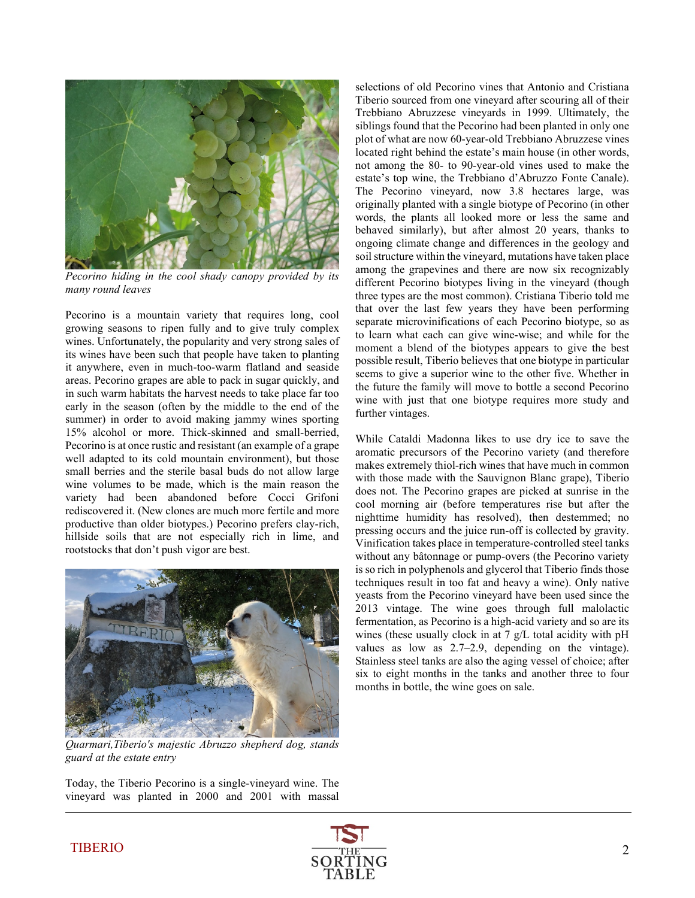*Pecorino hiding in the cool shady canopy provided by its many round leaves*

Pecorino is a mountain variety that requires long, cool growing seasons to ripen fully and to give truly complex wines. Unfortunately, the popularity and very strong sales of its wines have been such that people have taken to planting it anywhere, even in much-too-warm flatland and seaside areas. Pecorino grapes are able to pack in sugar quickly, and in such warm habitats the harvest needs to take place far too early in the season (often by the middle to the end of the summer) in order to avoid making jammy wines sporting 15% alcohol or more. Thick-skinned and small-berried, Pecorino is at once rustic and resistant (an example of a grape well adapted to its cold mountain environment), but those small berries and the sterile basal buds do not allow large wine volumes to be made, which is the main reason the variety had been abandoned before Cocci Grifoni rediscovered it. (New clones are much more fertile and more productive than older biotypes.) Pecorino prefers clay-rich, hillside soils that are not especially rich in lime, and rootstocks that don't push vigor are best.

*Quarmari,Tiberio's majestic Abruzzo shepherd dog, stands guard at the estate entry*

Today, the Tiberio Pecorino is a single-vineyard wine. The vineyard was planted in 2000 and 2001 with massal selections of old Pecorino vines that Antonio and Cristiana Tiberio sourced from one vineyard after scouring all of their Trebbiano Abruzzese vineyards in 1999. Ultimately, the siblings found that the Pecorino had been planted in only one plot of what are now 60-year-old Trebbiano Abruzzese vines located right behind the estate's main house (in other words, not among the 80- to 90-year-old vines used to make the estate's top wine, the Trebbiano d'Abruzzo Fonte Canale). The Pecorino vineyard, now 3.8 hectares large, was originally planted with a single biotype of Pecorino (in other words, the plants all looked more or less the same and behaved similarly), but after almost 20 years, thanks to ongoing climate change and differences in the geology and soil structure within the vineyard, mutations have taken place among the grapevines and there are now six recognizably different Pecorino biotypes living in the vineyard (though three types are the most common). Cristiana Tiberio told me that over the last few years they have been performing separate microvinifications of each Pecorino biotype, so as to learn what each can give wine-wise; and while for the moment a blend of the biotypes appears to give the best possible result, Tiberio believes that one biotype in particular seems to give a superior wine to the other five. Whether in the future the family will move to bottle a second Pecorino wine with just that one biotype requires more study and further vintages.

While Cataldi Madonna likes to use dry ice to save the aromatic precursors of the Pecorino variety (and therefore makes extremely thiol-rich wines that have much in common with those made with the Sauvignon Blanc grape), Tiberio does not. The Pecorino grapes are picked at sunrise in the cool morning air (before temperatures rise but after the nighttime humidity has resolved), then destemmed; no pressing occurs and the juice run-off is collected by gravity. Vinification takes place in temperature-controlled steel tanks without any bâtonnage or pump-overs (the Pecorino variety is so rich in polyphenols and glycerol that Tiberio finds those techniques result in too fat and heavy a wine). Only native yeasts from the Pecorino vineyard have been used since the 2013 vintage. The wine goes through full malolactic fermentation, as Pecorino is a high-acid variety and so are its wines (these usually clock in at 7 g/L total acidity with pH values as low as 2.7–2.9, depending on the vintage). Stainless steel tanks are also the aging vessel of choice; after six to eight months in the tanks and another three to four months in bottle, the wine goes on sale.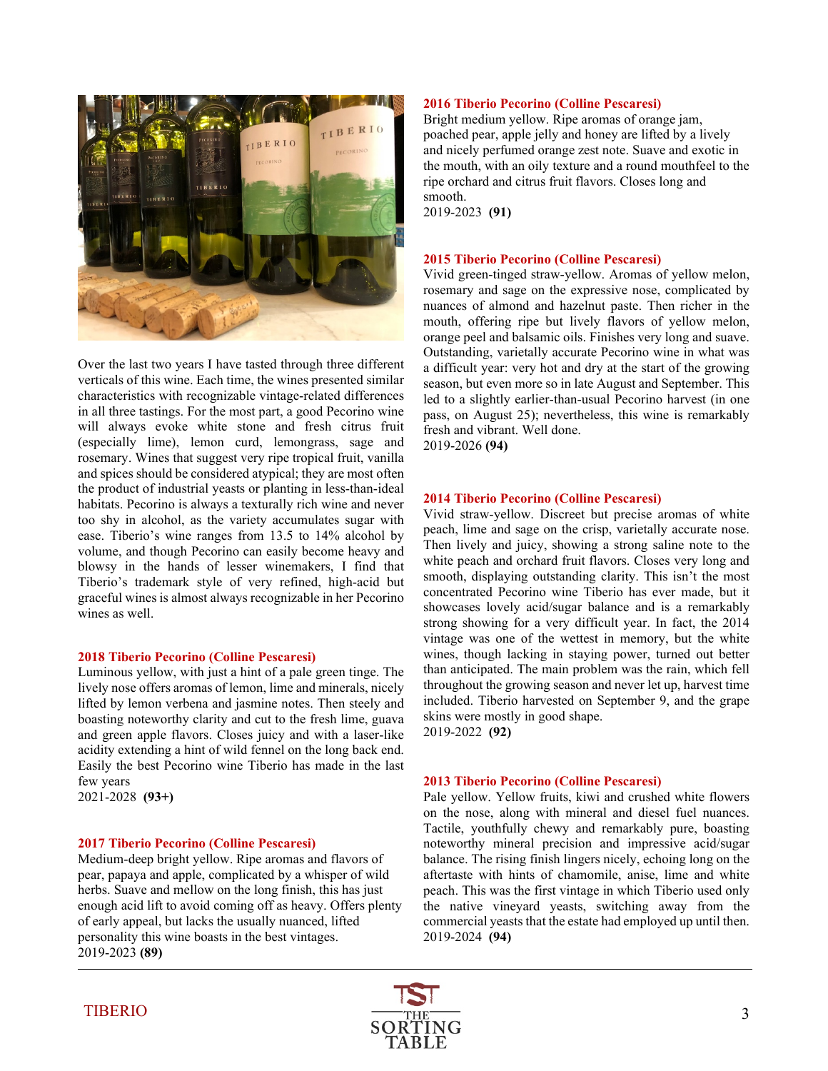Over the last two years I have tasted through three different verticals of this wine. Each time, the wines presented similar characteristics with recognizable vintage-related differences in all three tastings. For the most part, a good Pecorino wine will always evoke white stone and fresh citrus fruit (especially lime), lemon curd, lemongrass, sage and rosemary. Wines that suggest very ripe tropical fruit, vanilla and spices should be considered atypical; they are most often the product of industrial yeasts or planting in less-than-ideal habitats. Pecorino is always a texturally rich wine and never too shy in alcohol, as the variety accumulates sugar with ease. Tiberio's wine ranges from 13.5 to 14% alcohol by volume, and though Pecorino can easily become heavy and blowsy in the hands of lesser winemakers, I find that Tiberio's trademark style of very refined, high-acid but graceful wines is almost always recognizable in her Pecorino wines as well.

### 2018 Tiberio Pecorino (Colline Pescaresi)

Luminous yellow, with just a hint of a pale green tinge. The lively nose offers aromas of lemon, lime and minerals, nicely lifted by lemon verbena and jasmine notes. Then steely and boasting noteworthy clarity and cut to the fresh lime, guava and green apple flavors. Closes juicy and with a laser-like acidity extending a hint of wild fennel on the long back end. Easily the best Pecorino wine Tiberio has made in the last few years

2021-2028 **(93+)**

### 2017 Tiberio Pecorino (Colline Pescaresi)

Medium-deep bright yellow. Ripe aromas and flavors of pear, papaya and apple, complicated by a whisper of wild herbs. Suave and mellow on the long finish, this has just enough acid lift to avoid coming off as heavy. Offers plenty of early appeal, but lacks the usually nuanced, lifted personality this wine boasts in the best vintages.

2019-2023 **(89)**

### 2016 Tiberio Pecorino (Colline Pescaresi)

Bright medium yellow. Ripe aromas of orange jam, poached pear, apple jelly and honey are lifted by a lively and nicely perfumed orange zest note. Suave and exotic in the mouth, with an oily texture and a round mouthfeel to the ripe orchard and citrus fruit flavors. Closes long and smooth.

2019-2023 **(91)**

### 2015 Tiberio Pecorino (Colline Pescaresi)

Vivid green-tinged straw-yellow. Aromas of yellow melon, rosemary and sage on the expressive nose, complicated by nuances of almond and hazelnut paste. Then richer in the mouth, offering ripe but lively flavors of yellow melon, orange peel and balsamic oils. Finishes very long and suave. Outstanding, varietally accurate Pecorino wine in what was a difficult year: very hot and dry at the start of the growing season, but even more so in late August and September. This led to a slightly earlier-than-usual Pecorino harvest (in one pass, on August 25); nevertheless, this wine is remarkably fresh and vibrant. Well done.

2019-2026 **(94)**

### 2014 Tiberio Pecorino (Colline Pescaresi)

Vivid straw-yellow. Discreet but precise aromas of white peach, lime and sage on the crisp, varietally accurate nose. Then lively and juicy, showing a strong saline note to the white peach and orchard fruit flavors. Closes very long and smooth, displaying outstanding clarity. This isn't the most concentrated Pecorino wine Tiberio has ever made, but it showcases lovely acid/sugar balance and is a remarkably strong showing for a very difficult year. In fact, the 2014 vintage was one of the wettest in memory, but the white wines, though lacking in staying power, turned out better than anticipated. The main problem was the rain, which fell throughout the growing season and never let up, harvest time included. Tiberio harvested on September 9, and the grape skins were mostly in good shape.

2019-2022 **(92)**

### 2013 Tiberio Pecorino (Colline Pescaresi)

Pale yellow. Yellow fruits, kiwi and crushed white flowers on the nose, along with mineral and diesel fuel nuances. Tactile, youthfully chewy and remarkably pure, boasting noteworthy mineral precision and impressive acid/sugar balance. The rising finish lingers nicely, echoing long on the aftertaste with hints of chamomile, anise, lime and white peach. This was the first vintage in which Tiberio used only the native vineyard yeasts, switching away from the commercial yeasts that the estate had employed up until then.

2019-2024 **(94)**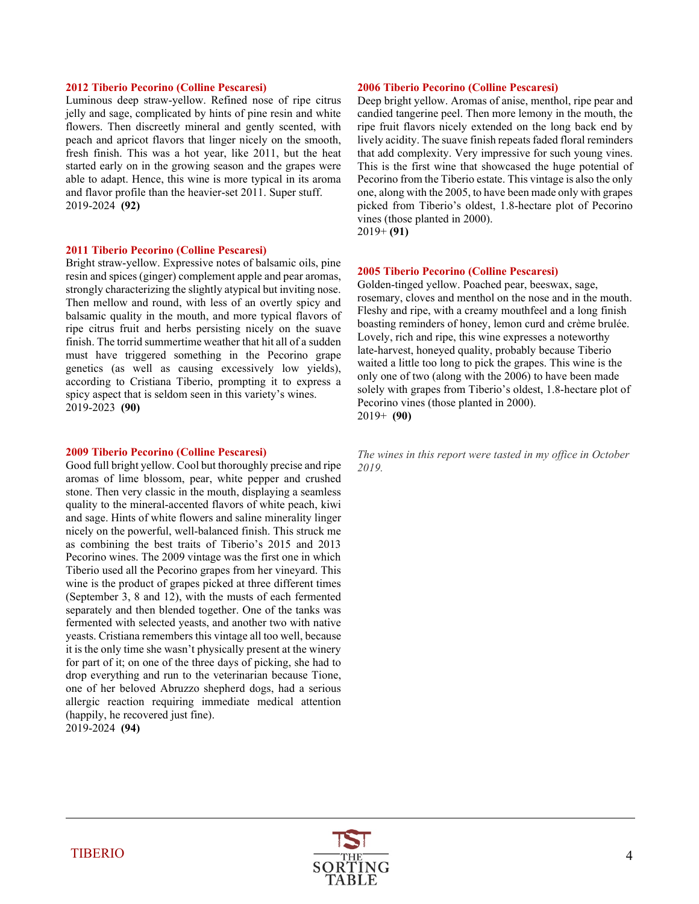**2012 Tiberio Pecorino (Colline Pescaresi)**
Luminous deep straw-yellow. Refined nose of ripe citrus jelly and sage, complicated by hints of pine resin and white flowers. Then discreetly mineral and gently scented, with peach and apricot flavors that linger nicely on the smooth, fresh finish. This was a hot year, like 2011, but the heat started early on in the growing season and the grapes were able to adapt. Hence, this wine is more typical in its aroma and flavor profile than the heavier-set 2011. Super stuff.
2019-2024 **(92)**

**2011 Tiberio Pecorino (Colline Pescaresi)**
Bright straw-yellow. Expressive notes of balsamic oils, pine resin and spices (ginger) complement apple and pear aromas, strongly characterizing the slightly atypical but inviting nose. Then mellow and round, with less of an overtly spicy and balsamic quality in the mouth, and more typical flavors of ripe citrus fruit and herbs persisting nicely on the suave finish. The torrid summertime weather that hit all of a sudden must have triggered something in the Pecorino grape genetics (as well as causing excessively low yields), according to Cristiana Tiberio, prompting it to express a spicy aspect that is seldom seen in this variety's wines.
2019-2023 **(90)**

**2009 Tiberio Pecorino (Colline Pescaresi)**
Good full bright yellow. Cool but thoroughly precise and ripe aromas of lime blossom, pear, white pepper and crushed stone. Then very classic in the mouth, displaying a seamless quality to the mineral-accented flavors of white peach, kiwi and sage. Hints of white flowers and saline minerality linger nicely on the powerful, well-balanced finish. This struck me as combining the best traits of Tiberio's 2015 and 2013 Pecorino wines. The 2009 vintage was the first one in which Tiberio used all the Pecorino grapes from her vineyard. This wine is the product of grapes picked at three different times (September 3, 8 and 12), with the musts of each fermented separately and then blended together. One of the tanks was fermented with selected yeasts, and another two with native yeasts. Cristiana remembers this vintage all too well, because it is the only time she wasn't physically present at the winery for part of it; on one of the three days of picking, she had to drop everything and run to the veterinarian because Tione, one of her beloved Abruzzo shepherd dogs, had a serious allergic reaction requiring immediate medical attention (happily, he recovered just fine).
2019-2024 **(94)**

**2006 Tiberio Pecorino (Colline Pescaresi)**
Deep bright yellow. Aromas of anise, menthol, ripe pear and candied tangerine peel. Then more lemony in the mouth, the ripe fruit flavors nicely extended on the long back end by lively acidity. The suave finish repeats faded floral reminders that add complexity. Very impressive for such young vines. This is the first wine that showcased the huge potential of Pecorino from the Tiberio estate. This vintage is also the only one, along with the 2005, to have been made only with grapes picked from Tiberio's oldest, 1.8-hectare plot of Pecorino vines (those planted in 2000).
2019+ **(91)**

**2005 Tiberio Pecorino (Colline Pescaresi)**
Golden-tinged yellow. Poached pear, beeswax, sage, rosemary, cloves and menthol on the nose and in the mouth. Fleshy and ripe, with a creamy mouthfeel and a long finish boasting reminders of honey, lemon curd and crème brulée. Lovely, rich and ripe, this wine expresses a noteworthy late-harvest, honeyed quality, probably because Tiberio waited a little too long to pick the grapes. This wine is the only one of two (along with the 2006) to have been made solely with grapes from Tiberio's oldest, 1.8-hectare plot of Pecorino vines (those planted in 2000).
2019+ **(90)**

*The wines in this report were tasted in my office in October 2019.*